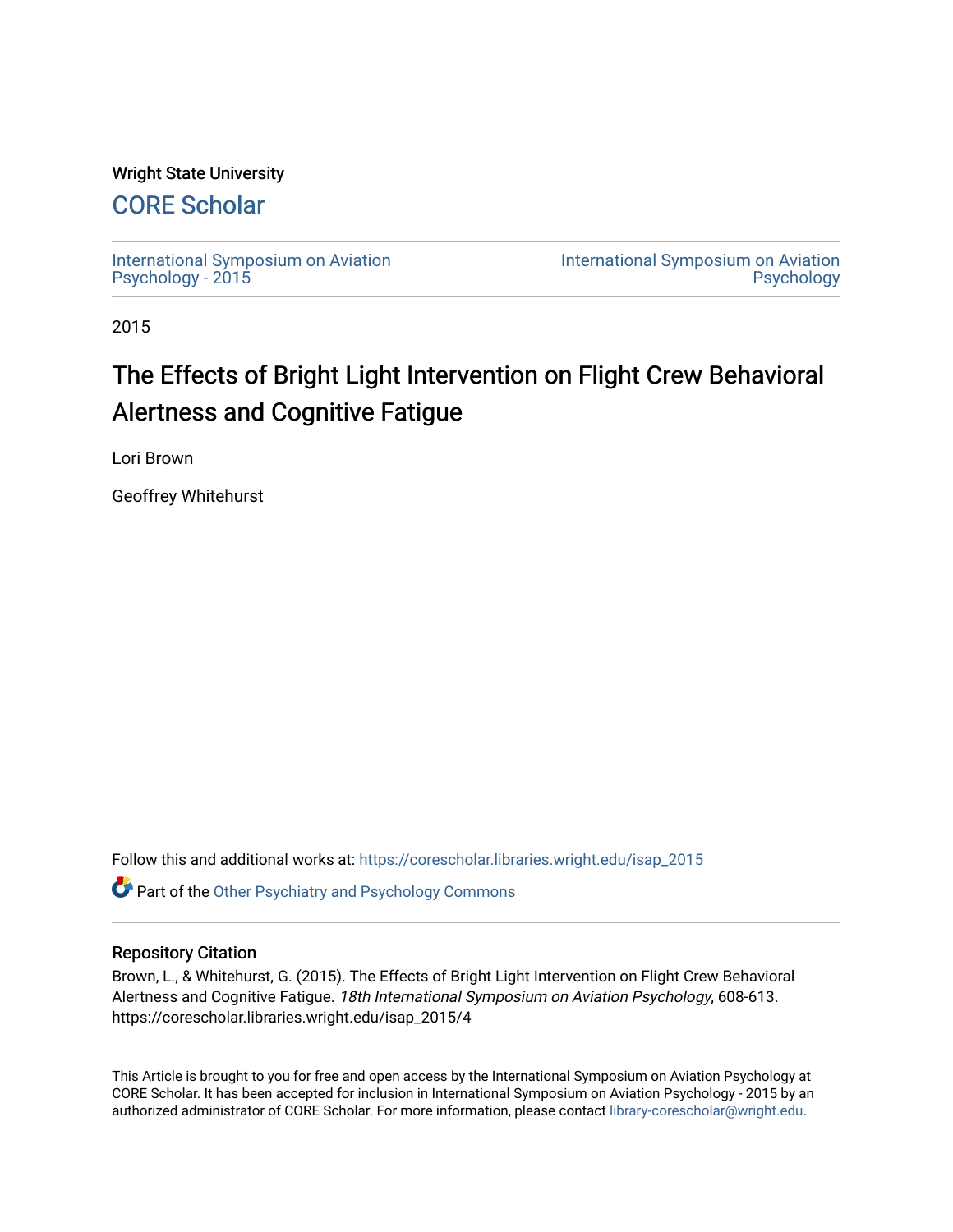Wright State University

## CORE Scholar

International Symposium on Aviation Psychology - 2015

International Symposium on Aviation Psychology

2015

# The Effects of Bright Light Intervention on Flight Crew Behavioral Alertness and Cognitive Fatigue

Lori Brown

Geoffrey Whitehurst

Follow this and additional works at: https://corescholar.libraries.wright.edu/isap_2015

Part of the Other Psychiatry and Psychology Commons

### Repository Citation

Brown, L., & Whitehurst, G. (2015). The Effects of Bright Light Intervention on Flight Crew Behavioral Alertness and Cognitive Fatigue. *18th International Symposium on Aviation Psychology*, 608-613. https://corescholar.libraries.wright.edu/isap_2015/4

This Article is brought to you for free and open access by the International Symposium on Aviation Psychology at CORE Scholar. It has been accepted for inclusion in International Symposium on Aviation Psychology - 2015 by an authorized administrator of CORE Scholar. For more information, please contact library-corescholar@wright.edu.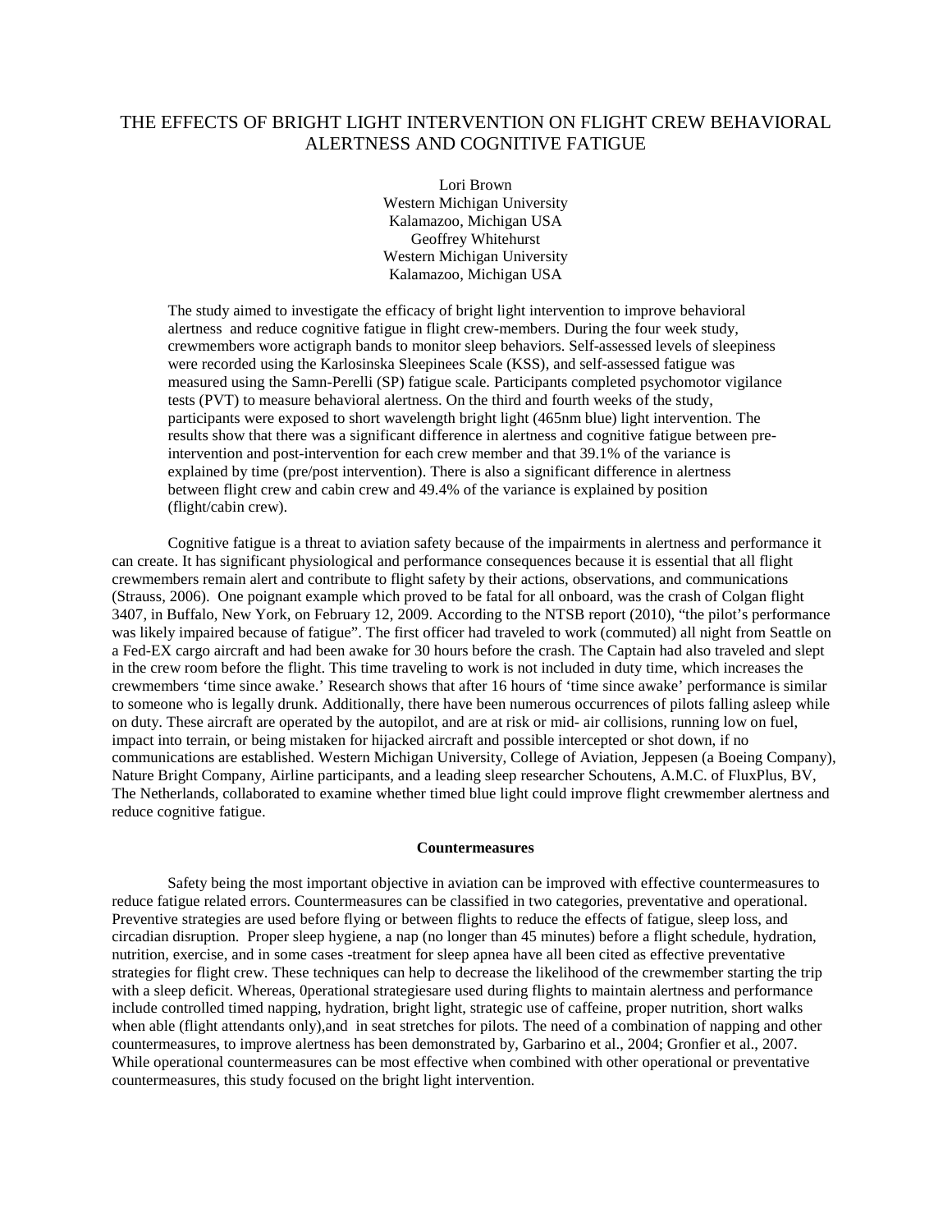# THE EFFECTS OF BRIGHT LIGHT INTERVENTION ON FLIGHT CREW BEHAVIORAL ALERTNESS AND COGNITIVE FATIGUE

Lori Brown  
Western Michigan University  
Kalamazoo, Michigan USA  
Geoffrey Whitehurst  
Western Michigan University  
Kalamazoo, Michigan USA

The study aimed to investigate the efficacy of bright light intervention to improve behavioral alertness and reduce cognitive fatigue in flight crew-members. During the four week study, crewmembers wore actigraph bands to monitor sleep behaviors. Self-assessed levels of sleepiness were recorded using the Karlosinska Sleepinees Scale (KSS), and self-assessed fatigue was measured using the Samn-Perelli (SP) fatigue scale. Participants completed psychomotor vigilance tests (PVT) to measure behavioral alertness. On the third and fourth weeks of the study, participants were exposed to short wavelength bright light (465nm blue) light intervention. The results show that there was a significant difference in alertness and cognitive fatigue between pre-intervention and post-intervention for each crew member and that 39.1% of the variance is explained by time (pre/post intervention). There is also a significant difference in alertness between flight crew and cabin crew and 49.4% of the variance is explained by position (flight/cabin crew).

Cognitive fatigue is a threat to aviation safety because of the impairments in alertness and performance it can create. It has significant physiological and performance consequences because it is essential that all flight crewmembers remain alert and contribute to flight safety by their actions, observations, and communications (Strauss, 2006). One poignant example which proved to be fatal for all onboard, was the crash of Colgan flight 3407, in Buffalo, New York, on February 12, 2009. According to the NTSB report (2010), "the pilot's performance was likely impaired because of fatigue". The first officer had traveled to work (commuted) all night from Seattle on a Fed-EX cargo aircraft and had been awake for 30 hours before the crash. The Captain had also traveled and slept in the crew room before the flight. This time traveling to work is not included in duty time, which increases the crewmembers 'time since awake.' Research shows that after 16 hours of 'time since awake' performance is similar to someone who is legally drunk. Additionally, there have been numerous occurrences of pilots falling asleep while on duty. These aircraft are operated by the autopilot, and are at risk or mid- air collisions, running low on fuel, impact into terrain, or being mistaken for hijacked aircraft and possible intercepted or shot down, if no communications are established. Western Michigan University, College of Aviation, Jeppesen (a Boeing Company), Nature Bright Company, Airline participants, and a leading sleep researcher Schoutens, A.M.C. of FluxPlus, BV, The Netherlands, collaborated to examine whether timed blue light could improve flight crewmember alertness and reduce cognitive fatigue.

## Countermeasures

Safety being the most important objective in aviation can be improved with effective countermeasures to reduce fatigue related errors. Countermeasures can be classified in two categories, preventative and operational. Preventive strategies are used before flying or between flights to reduce the effects of fatigue, sleep loss, and circadian disruption. Proper sleep hygiene, a nap (no longer than 45 minutes) before a flight schedule, hydration, nutrition, exercise, and in some cases -treatment for sleep apnea have all been cited as effective preventative strategies for flight crew. These techniques can help to decrease the likelihood of the crewmember starting the trip with a sleep deficit. Whereas, 0perational strategiesare used during flights to maintain alertness and performance include controlled timed napping, hydration, bright light, strategic use of caffeine, proper nutrition, short walks when able (flight attendants only),and in seat stretches for pilots. The need of a combination of napping and other countermeasures, to improve alertness has been demonstrated by, Garbarino et al., 2004; Gronfier et al., 2007. While operational countermeasures can be most effective when combined with other operational or preventative countermeasures, this study focused on the bright light intervention.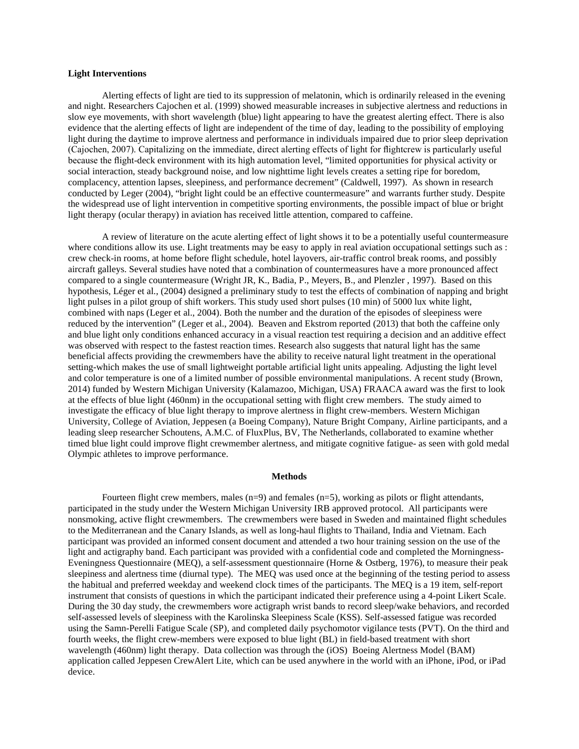**Light Interventions**

Alerting effects of light are tied to its suppression of melatonin, which is ordinarily released in the evening and night. Researchers Cajochen et al. (1999) showed measurable increases in subjective alertness and reductions in slow eye movements, with short wavelength (blue) light appearing to have the greatest alerting effect. There is also evidence that the alerting effects of light are independent of the time of day, leading to the possibility of employing light during the daytime to improve alertness and performance in individuals impaired due to prior sleep deprivation (Cajochen, 2007). Capitalizing on the immediate, direct alerting effects of light for flightcrew is particularly useful because the flight-deck environment with its high automation level, "limited opportunities for physical activity or social interaction, steady background noise, and low nighttime light levels creates a setting ripe for boredom, complacency, attention lapses, sleepiness, and performance decrement" (Caldwell, 1997). As shown in research conducted by Leger (2004), "bright light could be an effective countermeasure" and warrants further study. Despite the widespread use of light intervention in competitive sporting environments, the possible impact of blue or bright light therapy (ocular therapy) in aviation has received little attention, compared to caffeine.

A review of literature on the acute alerting effect of light shows it to be a potentially useful countermeasure where conditions allow its use. Light treatments may be easy to apply in real aviation occupational settings such as : crew check-in rooms, at home before flight schedule, hotel layovers, air-traffic control break rooms, and possibly aircraft galleys. Several studies have noted that a combination of countermeasures have a more pronounced affect compared to a single countermeasure (Wright JR, K., Badia, P., Meyers, B., and Plenzler , 1997). Based on this hypothesis, Léger et al., (2004) designed a preliminary study to test the effects of combination of napping and bright light pulses in a pilot group of shift workers. This study used short pulses (10 min) of 5000 lux white light, combined with naps (Leger et al., 2004). Both the number and the duration of the episodes of sleepiness were reduced by the intervention" (Leger et al., 2004). Beaven and Ekstrom reported (2013) that both the caffeine only and blue light only conditions enhanced accuracy in a visual reaction test requiring a decision and an additive effect was observed with respect to the fastest reaction times. Research also suggests that natural light has the same beneficial affects providing the crewmembers have the ability to receive natural light treatment in the operational setting-which makes the use of small lightweight portable artificial light units appealing. Adjusting the light level and color temperature is one of a limited number of possible environmental manipulations. A recent study (Brown, 2014) funded by Western Michigan University (Kalamazoo, Michigan, USA) FRAACA award was the first to look at the effects of blue light (460nm) in the occupational setting with flight crew members. The study aimed to investigate the efficacy of blue light therapy to improve alertness in flight crew-members. Western Michigan University, College of Aviation, Jeppesen (a Boeing Company), Nature Bright Company, Airline participants, and a leading sleep researcher Schoutens, A.M.C. of FluxPlus, BV, The Netherlands, collaborated to examine whether timed blue light could improve flight crewmember alertness, and mitigate cognitive fatigue- as seen with gold medal Olympic athletes to improve performance.

**Methods**

Fourteen flight crew members, males (n=9) and females (n=5), working as pilots or flight attendants, participated in the study under the Western Michigan University IRB approved protocol. All participants were nonsmoking, active flight crewmembers. The crewmembers were based in Sweden and maintained flight schedules to the Mediterranean and the Canary Islands, as well as long-haul flights to Thailand, India and Vietnam. Each participant was provided an informed consent document and attended a two hour training session on the use of the light and actigraphy band. Each participant was provided with a confidential code and completed the Morningness-Eveningness Questionnaire (MEQ), a self-assessment questionnaire (Horne & Ostberg, 1976), to measure their peak sleepiness and alertness time (diurnal type). The MEQ was used once at the beginning of the testing period to assess the habitual and preferred weekday and weekend clock times of the participants. The MEQ is a 19 item, self-report instrument that consists of questions in which the participant indicated their preference using a 4-point Likert Scale. During the 30 day study, the crewmembers wore actigraph wrist bands to record sleep/wake behaviors, and recorded self-assessed levels of sleepiness with the Karolinska Sleepiness Scale (KSS). Self-assessed fatigue was recorded using the Samn-Perelli Fatigue Scale (SP), and completed daily psychomotor vigilance tests (PVT). On the third and fourth weeks, the flight crew-members were exposed to blue light (BL) in field-based treatment with short wavelength (460nm) light therapy. Data collection was through the (iOS) Boeing Alertness Model (BAM) application called Jeppesen CrewAlert Lite, which can be used anywhere in the world with an iPhone, iPod, or iPad device.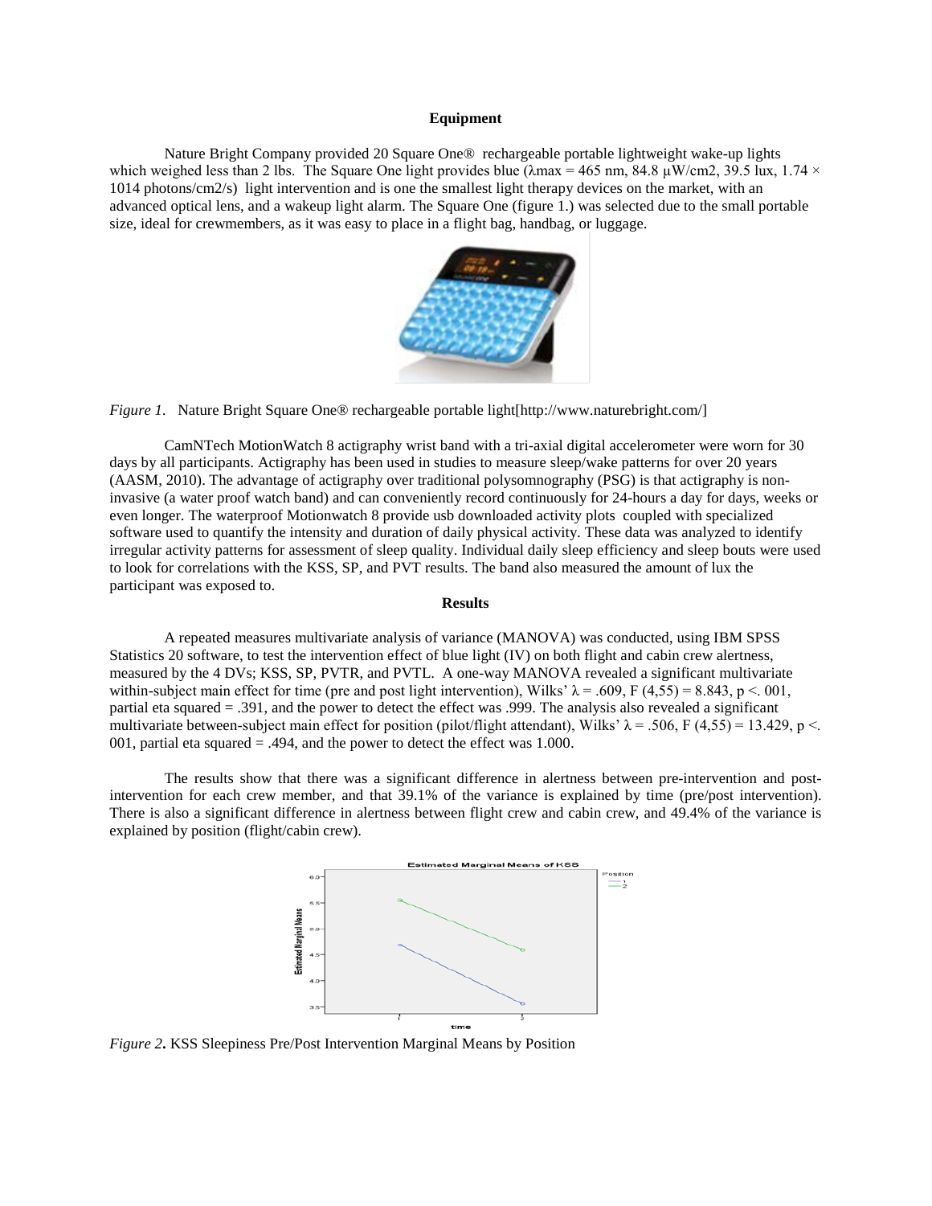## Equipment

Nature Bright Company provided 20 Square One® rechargeable portable lightweight wake-up lights which weighed less than 2 lbs. The Square One light provides blue ($\lambda$max = 465 nm, 84.8 µW/cm2, 39.5 lux, 1.74 × 1014 photons/cm2/s) light intervention and is one the smallest light therapy devices on the market, with an advanced optical lens, and a wakeup light alarm. The Square One (figure 1.) was selected due to the small portable size, ideal for crewmembers, as it was easy to place in a flight bag, handbag, or luggage.

*Figure 1.* Nature Bright Square One® rechargeable portable light[http://www.naturebright.com/]

CamNTech MotionWatch 8 actigraphy wrist band with a tri-axial digital accelerometer were worn for 30 days by all participants. Actigraphy has been used in studies to measure sleep/wake patterns for over 20 years (AASM, 2010). The advantage of actigraphy over traditional polysomnography (PSG) is that actigraphy is non-invasive (a water proof watch band) and can conveniently record continuously for 24-hours a day for days, weeks or even longer. The waterproof Motionwatch 8 provide usb downloaded activity plots coupled with specialized software used to quantify the intensity and duration of daily physical activity. These data was analyzed to identify irregular activity patterns for assessment of sleep quality. Individual daily sleep efficiency and sleep bouts were used to look for correlations with the KSS, SP, and PVT results. The band also measured the amount of lux the participant was exposed to.

## Results

A repeated measures multivariate analysis of variance (MANOVA) was conducted, using IBM SPSS Statistics 20 software, to test the intervention effect of blue light (IV) on both flight and cabin crew alertness, measured by the 4 DVs; KSS, SP, PVTR, and PVTL. A one-way MANOVA revealed a significant multivariate within-subject main effect for time (pre and post light intervention), Wilks' $\lambda = .609$, $F(4,55) = 8.843$, $p < .001$, partial eta squared = .391, and the power to detect the effect was .999. The analysis also revealed a significant multivariate between-subject main effect for position (pilot/flight attendant), Wilks' $\lambda = .506$, $F(4,55) = 13.429$, $p < .001$, partial eta squared = .494, and the power to detect the effect was 1.000.

The results show that there was a significant difference in alertness between pre-intervention and post-intervention for each crew member, and that 39.1% of the variance is explained by time (pre/post intervention). There is also a significant difference in alertness between flight crew and cabin crew, and 49.4% of the variance is explained by position (flight/cabin crew).

*Figure 2.* KSS Sleepiness Pre/Post Intervention Marginal Means by Position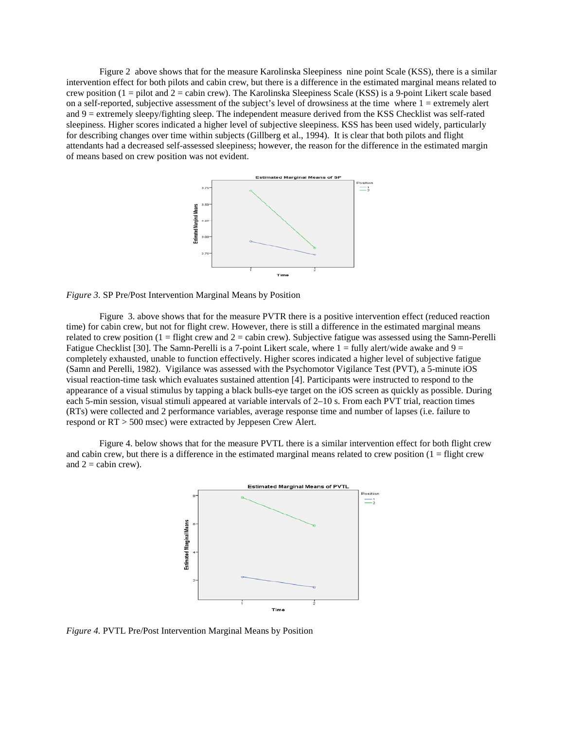Figure 2 above shows that for the measure Karolinska Sleepiness nine point Scale (KSS), there is a similar intervention effect for both pilots and cabin crew, but there is a difference in the estimated marginal means related to crew position (1 = pilot and 2 = cabin crew). The Karolinska Sleepiness Scale (KSS) is a 9-point Likert scale based on a self-reported, subjective assessment of the subject's level of drowsiness at the time where 1 = extremely alert and 9 = extremely sleepy/fighting sleep. The independent measure derived from the KSS Checklist was self-rated sleepiness. Higher scores indicated a higher level of subjective sleepiness. KSS has been used widely, particularly for describing changes over time within subjects (Gillberg et al., 1994). It is clear that both pilots and flight attendants had a decreased self-assessed sleepiness; however, the reason for the difference in the estimated margin of means based on crew position was not evident.

*Figure 3.* SP Pre/Post Intervention Marginal Means by Position

Figure 3. above shows that for the measure PVTR there is a positive intervention effect (reduced reaction time) for cabin crew, but not for flight crew. However, there is still a difference in the estimated marginal means related to crew position (1 = flight crew and 2 = cabin crew). Subjective fatigue was assessed using the Samn-Perelli Fatigue Checklist [30]. The Samn-Perelli is a 7-point Likert scale, where 1 = fully alert/wide awake and 9 = completely exhausted, unable to function effectively. Higher scores indicated a higher level of subjective fatigue (Samn and Perelli, 1982). Vigilance was assessed with the Psychomotor Vigilance Test (PVT), a 5-minute iOS visual reaction-time task which evaluates sustained attention [4]. Participants were instructed to respond to the appearance of a visual stimulus by tapping a black bulls-eye target on the iOS screen as quickly as possible. During each 5-min session, visual stimuli appeared at variable intervals of 2–10 s. From each PVT trial, reaction times (RTs) were collected and 2 performance variables, average response time and number of lapses (i.e. failure to respond or RT > 500 msec) were extracted by Jeppesen Crew Alert.

Figure 4. below shows that for the measure PVTL there is a similar intervention effect for both flight crew and cabin crew, but there is a difference in the estimated marginal means related to crew position (1 = flight crew and 2 = cabin crew).

*Figure 4.* PVTL Pre/Post Intervention Marginal Means by Position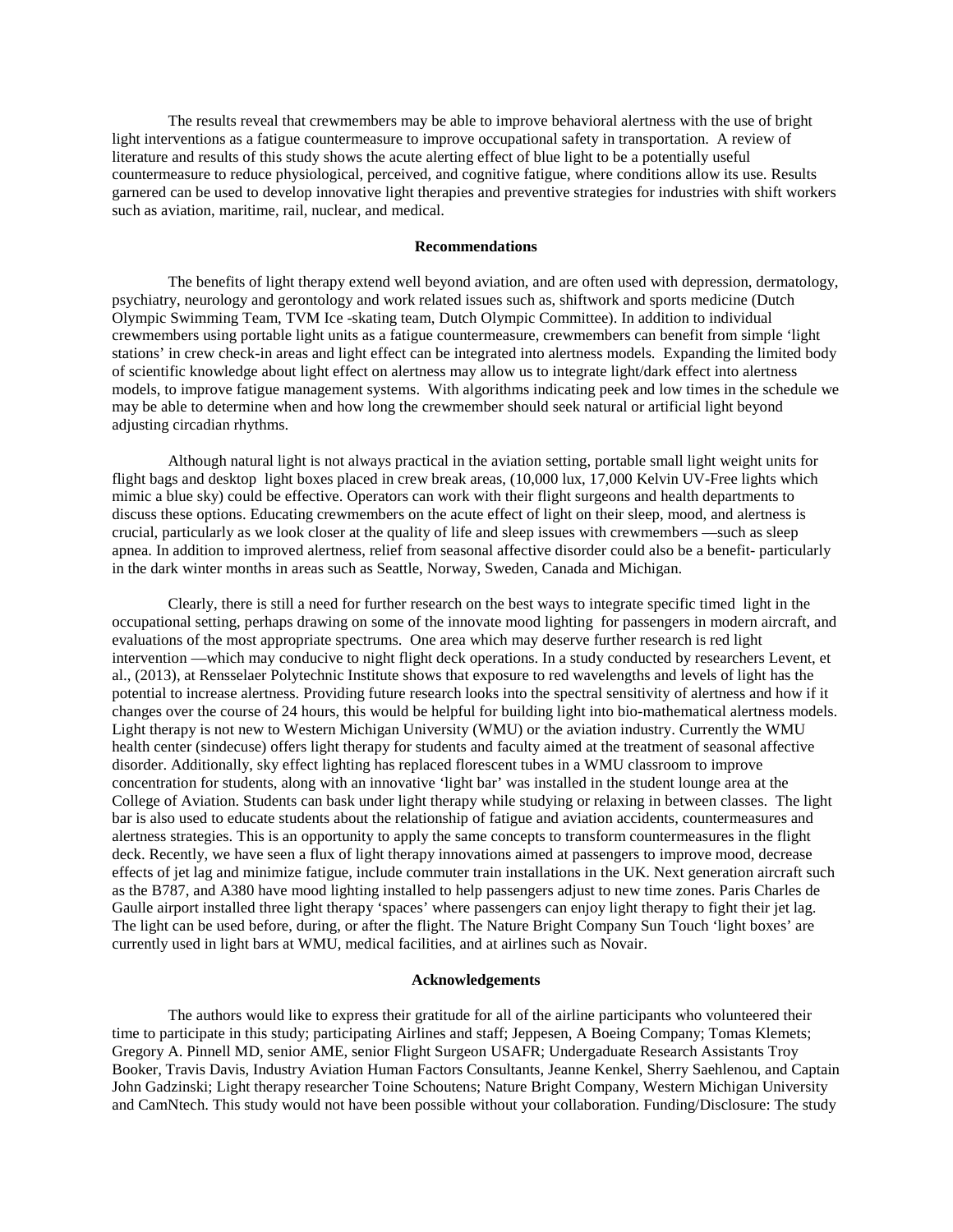The results reveal that crewmembers may be able to improve behavioral alertness with the use of bright light interventions as a fatigue countermeasure to improve occupational safety in transportation. A review of literature and results of this study shows the acute alerting effect of blue light to be a potentially useful countermeasure to reduce physiological, perceived, and cognitive fatigue, where conditions allow its use. Results garnered can be used to develop innovative light therapies and preventive strategies for industries with shift workers such as aviation, maritime, rail, nuclear, and medical.

## Recommendations

The benefits of light therapy extend well beyond aviation, and are often used with depression, dermatology, psychiatry, neurology and gerontology and work related issues such as, shiftwork and sports medicine (Dutch Olympic Swimming Team, TVM Ice -skating team, Dutch Olympic Committee). In addition to individual crewmembers using portable light units as a fatigue countermeasure, crewmembers can benefit from simple 'light stations' in crew check-in areas and light effect can be integrated into alertness models. Expanding the limited body of scientific knowledge about light effect on alertness may allow us to integrate light/dark effect into alertness models, to improve fatigue management systems. With algorithms indicating peek and low times in the schedule we may be able to determine when and how long the crewmember should seek natural or artificial light beyond adjusting circadian rhythms.

Although natural light is not always practical in the aviation setting, portable small light weight units for flight bags and desktop light boxes placed in crew break areas, (10,000 lux, 17,000 Kelvin UV-Free lights which mimic a blue sky) could be effective. Operators can work with their flight surgeons and health departments to discuss these options. Educating crewmembers on the acute effect of light on their sleep, mood, and alertness is crucial, particularly as we look closer at the quality of life and sleep issues with crewmembers —such as sleep apnea. In addition to improved alertness, relief from seasonal affective disorder could also be a benefit- particularly in the dark winter months in areas such as Seattle, Norway, Sweden, Canada and Michigan.

Clearly, there is still a need for further research on the best ways to integrate specific timed light in the occupational setting, perhaps drawing on some of the innovate mood lighting for passengers in modern aircraft, and evaluations of the most appropriate spectrums. One area which may deserve further research is red light intervention —which may conducive to night flight deck operations. In a study conducted by researchers Levent, et al., (2013), at Rensselaer Polytechnic Institute shows that exposure to red wavelengths and levels of light has the potential to increase alertness. Providing future research looks into the spectral sensitivity of alertness and how if it changes over the course of 24 hours, this would be helpful for building light into bio-mathematical alertness models. Light therapy is not new to Western Michigan University (WMU) or the aviation industry. Currently the WMU health center (sindecuse) offers light therapy for students and faculty aimed at the treatment of seasonal affective disorder. Additionally, sky effect lighting has replaced florescent tubes in a WMU classroom to improve concentration for students, along with an innovative 'light bar' was installed in the student lounge area at the College of Aviation. Students can bask under light therapy while studying or relaxing in between classes. The light bar is also used to educate students about the relationship of fatigue and aviation accidents, countermeasures and alertness strategies. This is an opportunity to apply the same concepts to transform countermeasures in the flight deck. Recently, we have seen a flux of light therapy innovations aimed at passengers to improve mood, decrease effects of jet lag and minimize fatigue, include commuter train installations in the UK. Next generation aircraft such as the B787, and A380 have mood lighting installed to help passengers adjust to new time zones. Paris Charles de Gaulle airport installed three light therapy 'spaces' where passengers can enjoy light therapy to fight their jet lag. The light can be used before, during, or after the flight. The Nature Bright Company Sun Touch 'light boxes' are currently used in light bars at WMU, medical facilities, and at airlines such as Novair.

## Acknowledgements

The authors would like to express their gratitude for all of the airline participants who volunteered their time to participate in this study; participating Airlines and staff; Jeppesen, A Boeing Company; Tomas Klemets; Gregory A. Pinnell MD, senior AME, senior Flight Surgeon USAFR; Undergaduate Research Assistants Troy Booker, Travis Davis, Industry Aviation Human Factors Consultants, Jeanne Kenkel, Sherry Saehlenou, and Captain John Gadzinski; Light therapy researcher Toine Schoutens; Nature Bright Company, Western Michigan University and CamNtech. This study would not have been possible without your collaboration. Funding/Disclosure: The study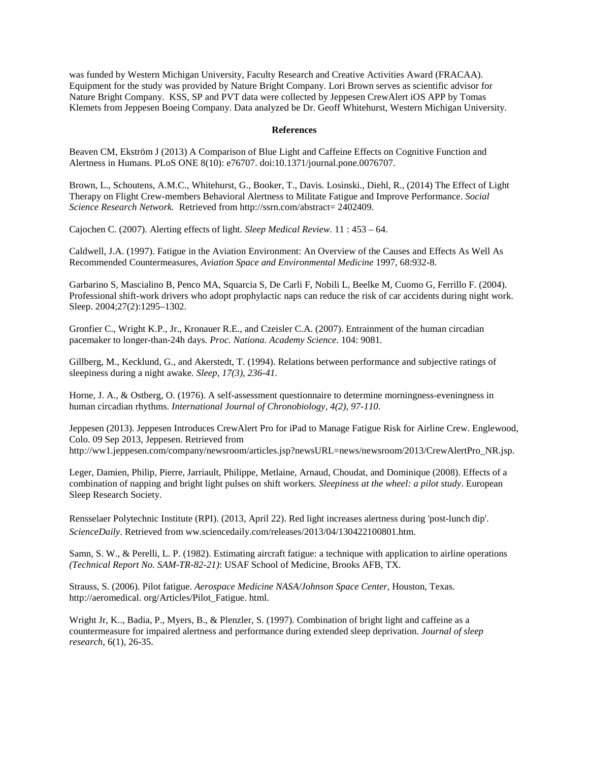was funded by Western Michigan University, Faculty Research and Creative Activities Award (FRACAA). Equipment for the study was provided by Nature Bright Company. Lori Brown serves as scientific advisor for Nature Bright Company. KSS, SP and PVT data were collected by Jeppesen CrewAlert iOS APP by Tomas Klemets from Jeppesen Boeing Company. Data analyzed be Dr. Geoff Whitehurst, Western Michigan University.

**References**

Beaven CM, Ekström J (2013) A Comparison of Blue Light and Caffeine Effects on Cognitive Function and Alertness in Humans. PLoS ONE 8(10): e76707. doi:10.1371/journal.pone.0076707.

Brown, L., Schoutens, A.M.C., Whitehurst, G., Booker, T., Davis. Losinski., Diehl, R., (2014) The Effect of Light Therapy on Flight Crew-members Behavioral Alertness to Militate Fatigue and Improve Performance. *Social Science Research Network.* Retrieved from http://ssrn.com/abstract= 2402409.

Cajochen C. (2007). Alerting effects of light. *Sleep Medical Review*. 11 : 453 – 64.

Caldwell, J.A. (1997). Fatigue in the Aviation Environment: An Overview of the Causes and Effects As Well As Recommended Countermeasures, *Aviation Space and Environmental Medicine* 1997, 68:932-8.

Garbarino S, Mascialino B, Penco MA, Squarcia S, De Carli F, Nobili L, Beelke M, Cuomo G, Ferrillo F. (2004). Professional shift-work drivers who adopt prophylactic naps can reduce the risk of car accidents during night work. Sleep. 2004;27(2):1295–1302.

Gronfier C., Wright K.P., Jr., Kronauer R.E., and Czeisler C.A. (2007). Entrainment of the human circadian pacemaker to longer-than-24h days. *Proc. Nationa. Academy Science*. 104: 9081.

Gillberg, M., Kecklund, G., and Akerstedt, T. (1994). Relations between performance and subjective ratings of sleepiness during a night awake. *Sleep, 17(3), 236-41.*

Horne, J. A., & Ostberg, O. (1976). A self-assessment questionnaire to determine morningness-eveningness in human circadian rhythms. *International Journal of Chronobiology, 4(2), 97-110.*

Jeppesen (2013). Jeppesen Introduces CrewAlert Pro for iPad to Manage Fatigue Risk for Airline Crew. Englewood, Colo. 09 Sep 2013, Jeppesen. Retrieved from http://ww1.jeppesen.com/company/newsroom/articles.jsp?newsURL=news/newsroom/2013/CrewAlertPro_NR.jsp.

Leger, Damien, Philip, Pierre, Jarriault, Philippe, Metlaine, Arnaud, Choudat, and Dominique (2008). Effects of a combination of napping and bright light pulses on shift workers. *Sleepiness at the wheel: a pilot study*. European Sleep Research Society.

Rensselaer Polytechnic Institute (RPI). (2013, April 22). Red light increases alertness during 'post-lunch dip'. *ScienceDaily*. Retrieved from ww.sciencedaily.com/releases/2013/04/130422100801.htm.

Samn, S. W., & Perelli, L. P. (1982). Estimating aircraft fatigue: a technique with application to airline operations *(Technical Report No. SAM-TR-82-21)*: USAF School of Medicine, Brooks AFB, TX.

Strauss, S. (2006). Pilot fatigue. *Aerospace Medicine NASA/Johnson Space Center,* Houston, Texas. http://aeromedical. org/Articles/Pilot_Fatigue. html.

Wright Jr, K.., Badia, P., Myers, B., & Plenzler, S. (1997). Combination of bright light and caffeine as a countermeasure for impaired alertness and performance during extended sleep deprivation. *Journal of sleep research*, 6(1), 26-35.